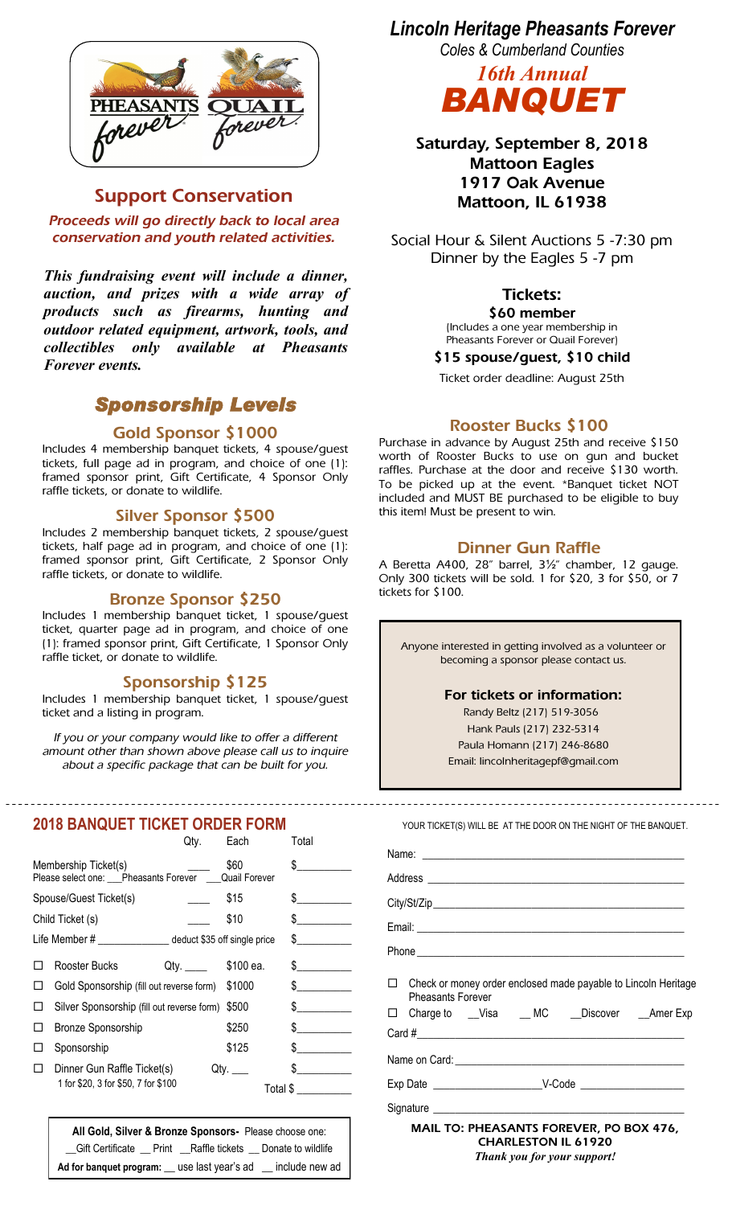## Support Conservation

*Proceeds will go directly back to local area conservation and youth related activities.*

***This fundraising event will include a dinner, auction, and prizes with a wide array of products such as firearms, hunting and outdoor related equipment, artwork, tools, and collectibles only available at Pheasants Forever events.***

## Sponsorship Levels

### Gold Sponsor $1000

Includes 4 membership banquet tickets, 4 spouse/guest tickets, full page ad in program, and choice of one (1): framed sponsor print, Gift Certificate, 4 Sponsor Only raffle tickets, or donate to wildlife.

### Silver Sponsor $500

Includes 2 membership banquet tickets, 2 spouse/guest tickets, half page ad in program, and choice of one (1): framed sponsor print, Gift Certificate, 2 Sponsor Only raffle tickets, or donate to wildlife.

### Bronze Sponsor $250

Includes 1 membership banquet ticket, 1 spouse/guest ticket, quarter page ad in program, and choice of one (1): framed sponsor print, Gift Certificate, 1 Sponsor Only raffle ticket, or donate to wildlife.

### Sponsorship $125

Includes 1 membership banquet ticket, 1 spouse/guest ticket and a listing in program.

*If you or your company would like to offer a different amount other than shown above please call us to inquire about a specific package that can be built for you.*

# *Lincoln Heritage Pheasants Forever*

*Coles & Cumberland Counties*

## *16th Annual* BANQUET

**Saturday, September 8, 2018**
**Mattoon Eagles**
**1917 Oak Avenue**
**Mattoon, IL 61938**

Social Hour & Silent Auctions 5 -7:30 pm
Dinner by the Eagles 5 -7 pm

### Tickets:

**$60 member**
(Includes a one year membership in Pheasants Forever or Quail Forever)

**$15 spouse/guest, $10 child**

Ticket order deadline: August 25th

### Rooster Bucks $100

Purchase in advance by August 25th and receive $150 worth of Rooster Bucks to use on gun and bucket raffles. Purchase at the door and receive $130 worth. To be picked up at the event. *Banquet ticket NOT included and MUST BE purchased to be eligible to buy this item! Must be present to win.

### Dinner Gun Raffle

A Beretta A400, 28" barrel, 3½" chamber, 12 gauge. Only 300 tickets will be sold. 1 for $20, 3 for $50, or 7 tickets for $100.

*Anyone interested in getting involved as a volunteer or becoming a sponsor please contact us.*

**For tickets or information:**

Randy Beltz (217) 519-3056
Hank Pauls (217) 232-5314
Paula Homann (217) 246-8680
Email: lincolnheritagepf@gmail.com

---

## 2018 BANQUET TICKET ORDER FORM

| | Qty. | Each | Total |
|---|---|---|---|
| Membership Ticket(s) Please select one: ___Pheasants Forever ___Quail Forever | ____ | $60 | $_________ |
| Spouse/Guest Ticket(s) | ____ | $15 | $_________ |
| Child Ticket (s) | ____ | $10 | $_________ |
| Life Member # _____________ deduct $35 off single price | | | $_________ |
| ☐ Rooster Bucks | Qty. ____ | $100 ea. | $_________ |
| ☐ Gold Sponsorship (fill out reverse form) | | $1000 | $_________ |
| ☐ Silver Sponsorship (fill out reverse form) | | $500 | $_________ |
| ☐ Bronze Sponsorship | | $250 | $_________ |
| ☐ Sponsorship | | $125 | $_________ |
| ☐ Dinner Gun Raffle Ticket(s) 1 for $20, 3 for $50, 7 for $100 | | Qty. ___ | $_________ |
| | | | Total $ _________ |

**All Gold, Silver & Bronze Sponsors-** Please choose one:
__Gift Certificate __ Print __Raffle tickets __ Donate to wildlife
**Ad for banquet program:** __ use last year's ad __ include new ad

YOUR TICKET(S) WILL BE AT THE DOOR ON THE NIGHT OF THE BANQUET.

Name: ______________________________________________

Address ______________________________________________

City/St/Zip______________________________________________

Email: ______________________________________________

Phone ______________________________________________

☐ Check or money order enclosed made payable to Lincoln Heritage Pheasants Forever

☐ Charge to __Visa __ MC __Discover __Amer Exp

Card #______________________________________________

Name on Card:______________________________________________

Exp Date ___________________V-Code __________________

Signature ______________________________________________

**MAIL TO: PHEASANTS FOREVER, PO BOX 476, CHARLESTON IL 61920**

***Thank you for your support!***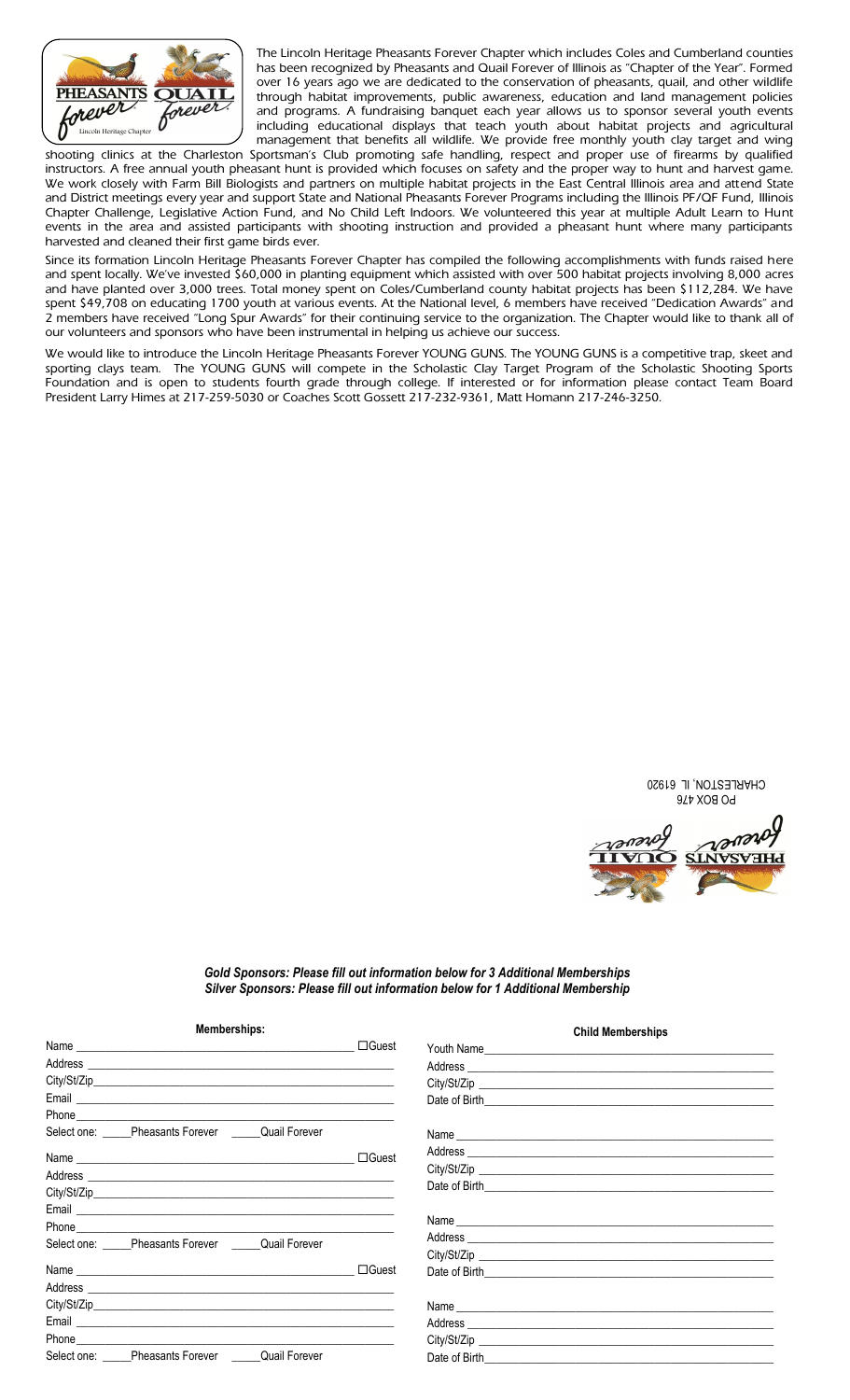The Lincoln Heritage Pheasants Forever Chapter which includes Coles and Cumberland counties has been recognized by Pheasants and Quail Forever of Illinois as "Chapter of the Year". Formed over 16 years ago we are dedicated to the conservation of pheasants, quail, and other wildlife through habitat improvements, public awareness, education and land management policies and programs. A fundraising banquet each year allows us to sponsor several youth events including educational displays that teach youth about habitat projects and agricultural management that benefits all wildlife. We provide free monthly youth clay target and wing shooting clinics at the Charleston Sportsman's Club promoting safe handling, respect and proper use of firearms by qualified instructors. A free annual youth pheasant hunt is provided which focuses on safety and the proper way to hunt and harvest game. We work closely with Farm Bill Biologists and partners on multiple habitat projects in the East Central Illinois area and attend State and District meetings every year and support State and National Pheasants Forever Programs including the Illinois PF/QF Fund, Illinois Chapter Challenge, Legislative Action Fund, and No Child Left Indoors. We volunteered this year at multiple Adult Learn to Hunt events in the area and assisted participants with shooting instruction and provided a pheasant hunt where many participants harvested and cleaned their first game birds ever.

Since its formation Lincoln Heritage Pheasants Forever Chapter has compiled the following accomplishments with funds raised here and spent locally. We've invested $60,000 in planting equipment which assisted with over 500 habitat projects involving 8,000 acres and have planted over 3,000 trees. Total money spent on Coles/Cumberland county habitat projects has been $112,284. We have spent $49,708 on educating 1700 youth at various events. At the National level, 6 members have received "Dedication Awards" and 2 members have received "Long Spur Awards" for their continuing service to the organization. The Chapter would like to thank all of our volunteers and sponsors who have been instrumental in helping us achieve our success.

We would like to introduce the Lincoln Heritage Pheasants Forever YOUNG GUNS. The YOUNG GUNS is a competitive trap, skeet and sporting clays team. The YOUNG GUNS will compete in the Scholastic Clay Target Program of the Scholastic Shooting Sports Foundation and is open to students fourth grade through college. If interested or for information please contact Team Board President Larry Himes at 217-259-5030 or Coaches Scott Gossett 217-232-9361, Matt Homann 217-246-3250.

PO BOX 476
CHARLESTON, IL 61920

***Gold Sponsors: Please fill out information below for 3 Additional Memberships***
***Silver Sponsors: Please fill out information below for 1 Additional Membership***

**Memberships:**

Name ______________________ ☐Guest
Address ______________________
City/St/Zip ______________________
Email ______________________
Phone ______________________
Select one: _____Pheasants Forever _____Quail Forever

Name ______________________ ☐Guest
Address ______________________
City/St/Zip ______________________
Email ______________________
Phone ______________________
Select one: _____Pheasants Forever _____Quail Forever

Name ______________________ ☐Guest
Address ______________________
City/St/Zip ______________________
Email ______________________
Phone ______________________
Select one: _____Pheasants Forever _____Quail Forever

**Child Memberships**

Youth Name ______________________
Address ______________________
City/St/Zip ______________________
Date of Birth ______________________

Name ______________________
Address ______________________
City/St/Zip ______________________
Date of Birth ______________________

Name ______________________
Address ______________________
City/St/Zip ______________________
Date of Birth ______________________

Name ______________________
Address ______________________
City/St/Zip ______________________
Date of Birth ______________________